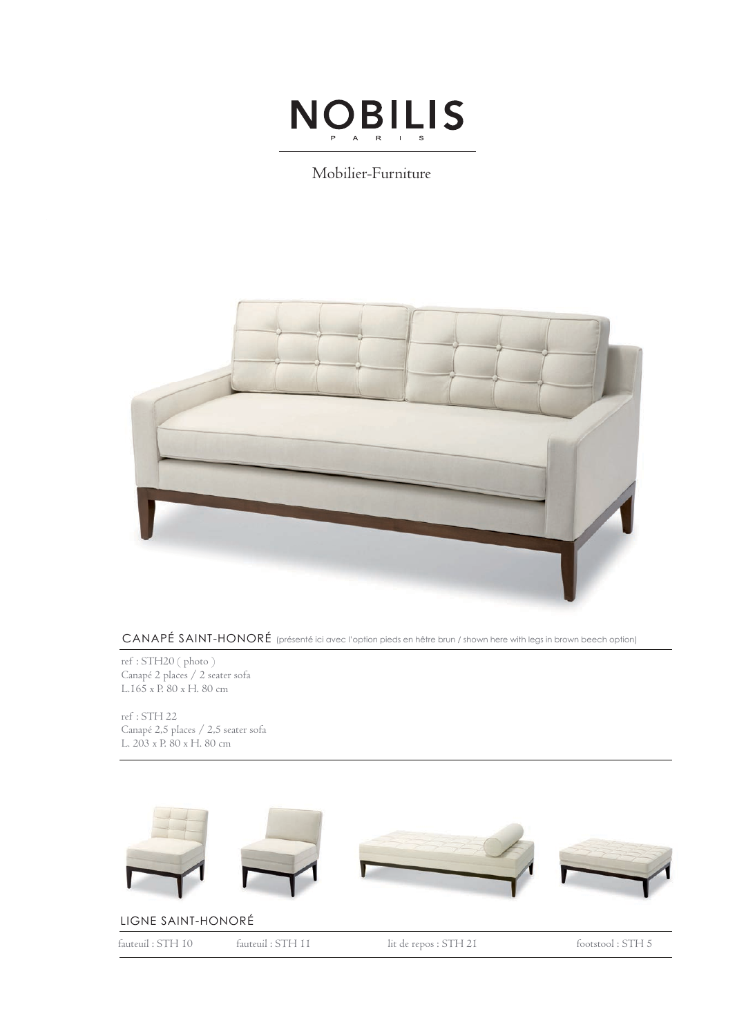# NOBILIS

P A R I S

Mobilier-Furniture

## CANAPÉ SAINT-HONORÉ (présenté ici avec l'option pieds en hêtre brun / shown here with legs in brown beech option)

ref : STH20 ( photo )
Canapé 2 places / 2 seater sofa
L.165 x P. 80 x H. 80 cm

ref : STH 22
Canapé 2,5 places / 2,5 seater sofa
L. 203 x P. 80 x H. 80 cm

## LIGNE SAINT-HONORÉ

fauteuil : STH 10 fauteuil : STH 11 lit de repos : STH 21 footstool : STH 5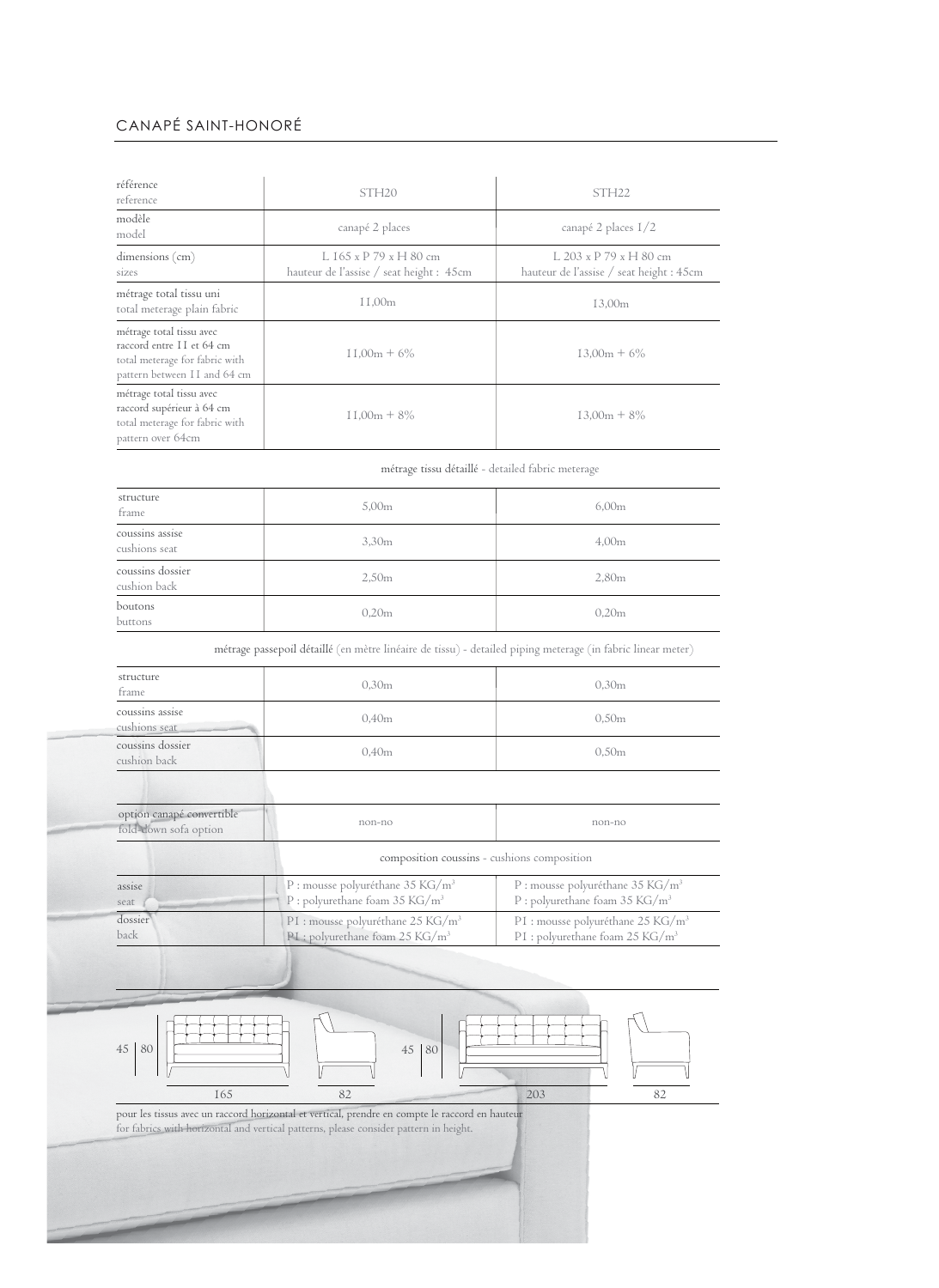## CANAPÉ SAINT-HONORÉ

| référence<br>reference | STH20 | STH22 |
|---|---|---|
| modèle<br>model | canapé 2 places | canapé 2 places 1/2 |
| dimensions (cm)<br>sizes | L 165 x P 79 x H 80 cm<br>hauteur de l'assise / seat height : 45cm | L 203 x P 79 x H 80 cm<br>hauteur de l'assise / seat height : 45cm |
| métrage total tissu uni<br>total meterage plain fabric | 11,00m | 13,00m |
| métrage total tissu avec raccord entre 11 et 64 cm<br>total meterage for fabric with pattern between 11 and 64 cm | 11,00m + 6% | 13,00m + 6% |
| métrage total tissu avec raccord supérieur à 64 cm<br>total meterage for fabric with pattern over 64cm | 11,00m + 8% | 13,00m + 8% |

métrage tissu détaillé - detailed fabric meterage

| | | |
|---|---|---|
| structure<br>frame | 5,00m | 6,00m |
| coussins assise<br>cushions seat | 3,30m | 4,00m |
| coussins dossier<br>cushion back | 2,50m | 2,80m |
| boutons<br>buttons | 0,20m | 0,20m |

métrage passepoil détaillé (en mètre linéaire de tissu) - detailed piping meterage (in fabric linear meter)

| | | |
|---|---|---|
| structure<br>frame | 0,30m | 0,30m |
| coussins assise<br>cushions seat | 0,40m | 0,50m |
| coussins dossier<br>cushion back | 0,40m | 0,50m |

| | | |
|---|---|---|
| option canapé convertible<br>fold-down sofa option | non-no | non-no |

composition coussins - cushions composition

| | | |
|---|---|---|
| assise<br>seat | P : mousse polyuréthane 35 KG/m³<br>P : polyurethane foam 35 KG/m³ | P : mousse polyuréthane 35 KG/m³<br>P : polyurethane foam 35 KG/m³ |
| dossier<br>back | P1 : mousse polyuréthane 25 KG/m³<br>P1 : polyurethane foam 25 KG/m³ | P1 : mousse polyuréthane 25 KG/m³<br>P1 : polyurethane foam 25 KG/m³ |

45 80 165 82 45 80 203 82

pour les tissus avec un raccord horizontal et vertical, prendre en compte le raccord en hauteur
for fabrics with horizontal and vertical patterns, please consider pattern in height.